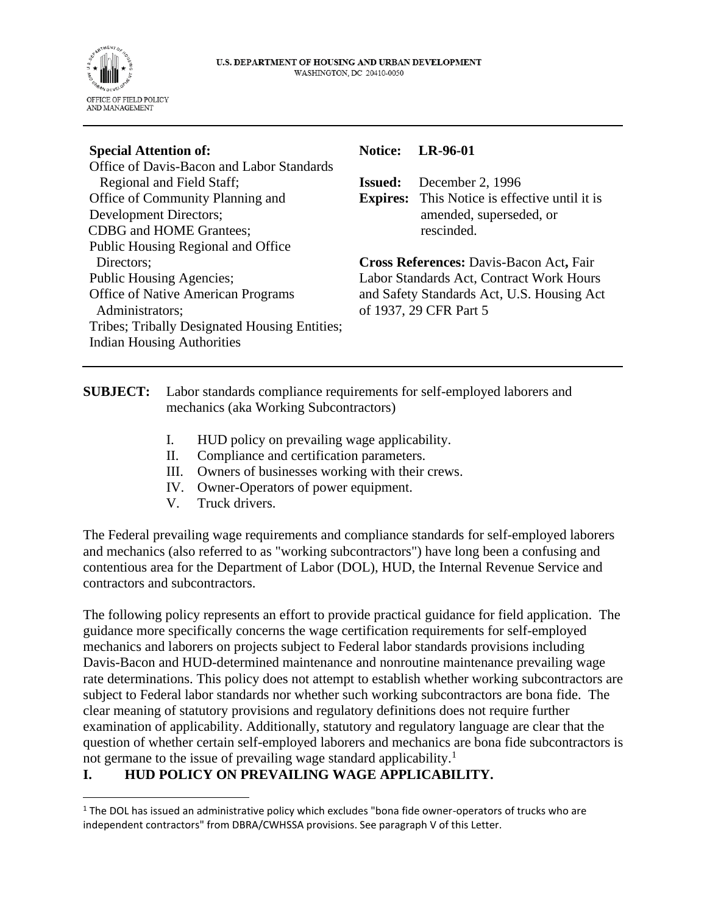U.S. DEPARTMENT OF HOUSING AND URBAN DEVELOPMENT
WASHINGTON, DC 20410-0050

OFFICE OF FIELD POLICY AND MANAGEMENT

---

**Special Attention of:**
Office of Davis-Bacon and Labor Standards Regional and Field Staff;
Office of Community Planning and Development Directors;
CDBG and HOME Grantees;
Public Housing Regional and Office Directors;
Public Housing Agencies;
Office of Native American Programs Administrators;
Tribes; Tribally Designated Housing Entities;
Indian Housing Authorities

**Notice: LR-96-01**

**Issued:** December 2, 1996
**Expires:** This Notice is effective until it is amended, superseded, or rescinded.

**Cross References:** Davis-Bacon Act**,** Fair Labor Standards Act, Contract Work Hours and Safety Standards Act, U.S. Housing Act of 1937, 29 CFR Part 5

---

**SUBJECT:** Labor standards compliance requirements for self-employed laborers and mechanics (aka Working Subcontractors)

I. HUD policy on prevailing wage applicability.
II. Compliance and certification parameters.
III. Owners of businesses working with their crews.
IV. Owner-Operators of power equipment.
V. Truck drivers.

The Federal prevailing wage requirements and compliance standards for self-employed laborers and mechanics (also referred to as "working subcontractors") have long been a confusing and contentious area for the Department of Labor (DOL), HUD, the Internal Revenue Service and contractors and subcontractors.

The following policy represents an effort to provide practical guidance for field application. The guidance more specifically concerns the wage certification requirements for self-employed mechanics and laborers on projects subject to Federal labor standards provisions including Davis-Bacon and HUD-determined maintenance and nonroutine maintenance prevailing wage rate determinations. This policy does not attempt to establish whether working subcontractors are subject to Federal labor standards nor whether such working subcontractors are bona fide. The clear meaning of statutory provisions and regulatory definitions does not require further examination of applicability. Additionally, statutory and regulatory language are clear that the question of whether certain self-employed laborers and mechanics are bona fide subcontractors is not germane to the issue of prevailing wage standard applicability.[1]

## I. HUD POLICY ON PREVAILING WAGE APPLICABILITY.

---

[1] The DOL has issued an administrative policy which excludes "bona fide owner-operators of trucks who are independent contractors" from DBRA/CWHSSA provisions. See paragraph V of this Letter.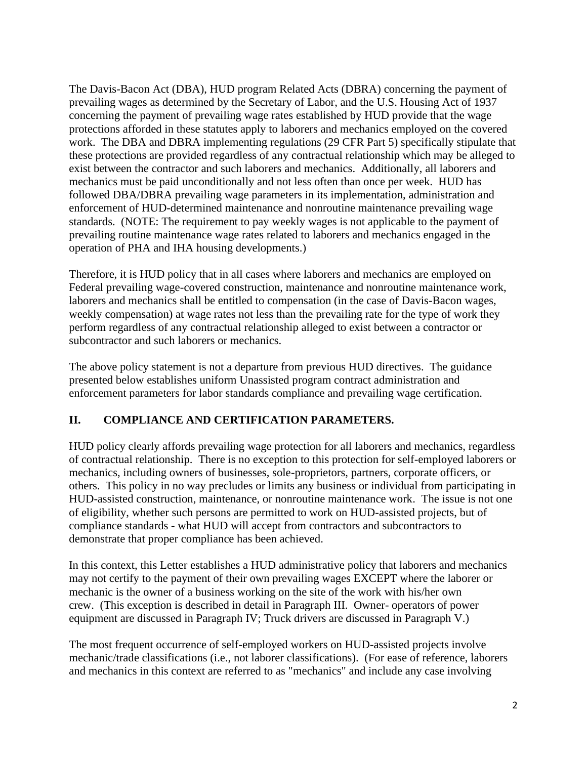The Davis-Bacon Act (DBA), HUD program Related Acts (DBRA) concerning the payment of prevailing wages as determined by the Secretary of Labor, and the U.S. Housing Act of 1937 concerning the payment of prevailing wage rates established by HUD provide that the wage protections afforded in these statutes apply to laborers and mechanics employed on the covered work. The DBA and DBRA implementing regulations (29 CFR Part 5) specifically stipulate that these protections are provided regardless of any contractual relationship which may be alleged to exist between the contractor and such laborers and mechanics. Additionally, all laborers and mechanics must be paid unconditionally and not less often than once per week. HUD has followed DBA/DBRA prevailing wage parameters in its implementation, administration and enforcement of HUD-determined maintenance and nonroutine maintenance prevailing wage standards. (NOTE: The requirement to pay weekly wages is not applicable to the payment of prevailing routine maintenance wage rates related to laborers and mechanics engaged in the operation of PHA and IHA housing developments.)

Therefore, it is HUD policy that in all cases where laborers and mechanics are employed on Federal prevailing wage-covered construction, maintenance and nonroutine maintenance work, laborers and mechanics shall be entitled to compensation (in the case of Davis-Bacon wages, weekly compensation) at wage rates not less than the prevailing rate for the type of work they perform regardless of any contractual relationship alleged to exist between a contractor or subcontractor and such laborers or mechanics.

The above policy statement is not a departure from previous HUD directives. The guidance presented below establishes uniform Unassisted program contract administration and enforcement parameters for labor standards compliance and prevailing wage certification.

## II. COMPLIANCE AND CERTIFICATION PARAMETERS.

HUD policy clearly affords prevailing wage protection for all laborers and mechanics, regardless of contractual relationship. There is no exception to this protection for self-employed laborers or mechanics, including owners of businesses, sole-proprietors, partners, corporate officers, or others. This policy in no way precludes or limits any business or individual from participating in HUD-assisted construction, maintenance, or nonroutine maintenance work. The issue is not one of eligibility, whether such persons are permitted to work on HUD-assisted projects, but of compliance standards - what HUD will accept from contractors and subcontractors to demonstrate that proper compliance has been achieved.

In this context, this Letter establishes a HUD administrative policy that laborers and mechanics may not certify to the payment of their own prevailing wages EXCEPT where the laborer or mechanic is the owner of a business working on the site of the work with his/her own crew. (This exception is described in detail in Paragraph III. Owner- operators of power equipment are discussed in Paragraph IV; Truck drivers are discussed in Paragraph V.)

The most frequent occurrence of self-employed workers on HUD-assisted projects involve mechanic/trade classifications (i.e., not laborer classifications). (For ease of reference, laborers and mechanics in this context are referred to as "mechanics" and include any case involving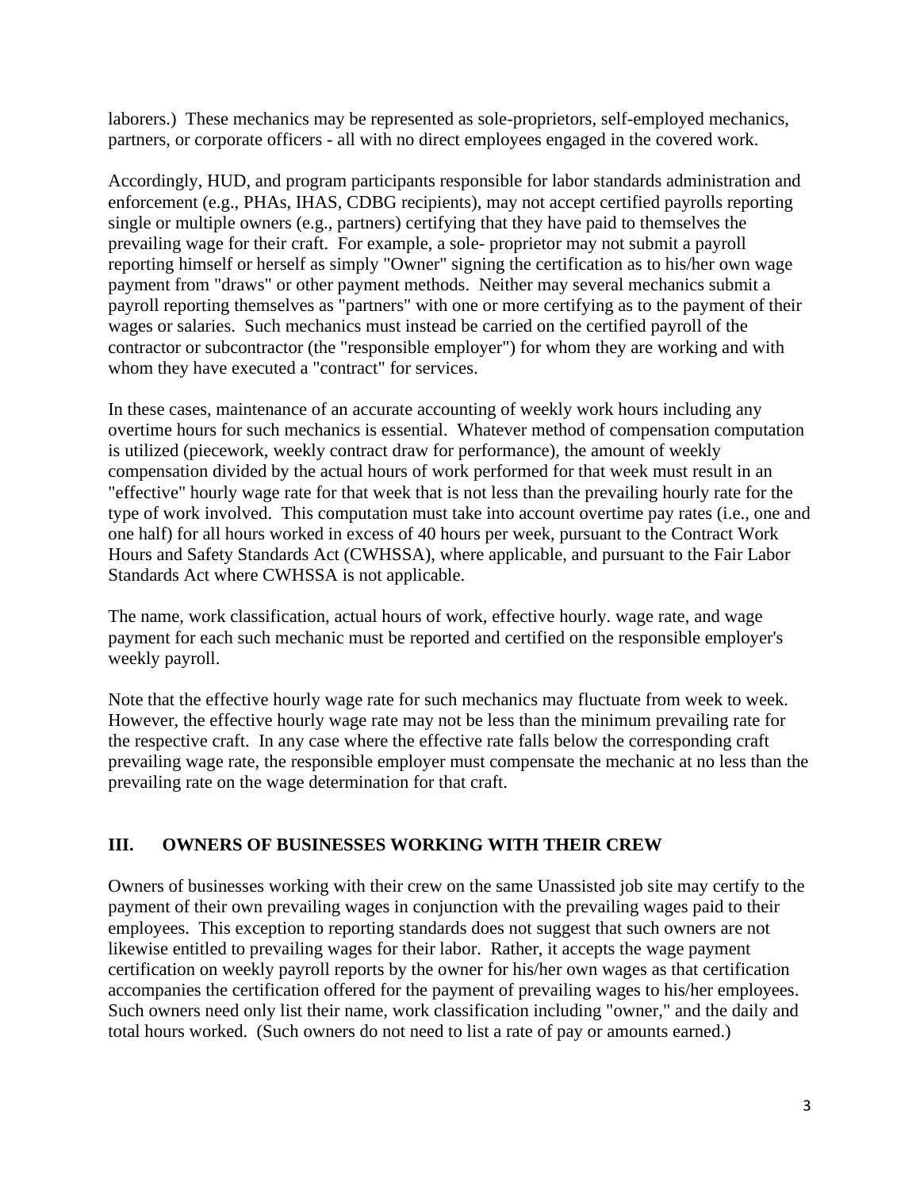laborers.) These mechanics may be represented as sole-proprietors, self-employed mechanics, partners, or corporate officers - all with no direct employees engaged in the covered work.

Accordingly, HUD, and program participants responsible for labor standards administration and enforcement (e.g., PHAs, IHAS, CDBG recipients), may not accept certified payrolls reporting single or multiple owners (e.g., partners) certifying that they have paid to themselves the prevailing wage for their craft. For example, a sole- proprietor may not submit a payroll reporting himself or herself as simply "Owner" signing the certification as to his/her own wage payment from "draws" or other payment methods. Neither may several mechanics submit a payroll reporting themselves as "partners" with one or more certifying as to the payment of their wages or salaries. Such mechanics must instead be carried on the certified payroll of the contractor or subcontractor (the "responsible employer") for whom they are working and with whom they have executed a "contract" for services.

In these cases, maintenance of an accurate accounting of weekly work hours including any overtime hours for such mechanics is essential. Whatever method of compensation computation is utilized (piecework, weekly contract draw for performance), the amount of weekly compensation divided by the actual hours of work performed for that week must result in an "effective" hourly wage rate for that week that is not less than the prevailing hourly rate for the type of work involved. This computation must take into account overtime pay rates (i.e., one and one half) for all hours worked in excess of 40 hours per week, pursuant to the Contract Work Hours and Safety Standards Act (CWHSSA), where applicable, and pursuant to the Fair Labor Standards Act where CWHSSA is not applicable.

The name, work classification, actual hours of work, effective hourly. wage rate, and wage payment for each such mechanic must be reported and certified on the responsible employer's weekly payroll.

Note that the effective hourly wage rate for such mechanics may fluctuate from week to week. However, the effective hourly wage rate may not be less than the minimum prevailing rate for the respective craft. In any case where the effective rate falls below the corresponding craft prevailing wage rate, the responsible employer must compensate the mechanic at no less than the prevailing rate on the wage determination for that craft.

## III. OWNERS OF BUSINESSES WORKING WITH THEIR CREW

Owners of businesses working with their crew on the same Unassisted job site may certify to the payment of their own prevailing wages in conjunction with the prevailing wages paid to their employees. This exception to reporting standards does not suggest that such owners are not likewise entitled to prevailing wages for their labor. Rather, it accepts the wage payment certification on weekly payroll reports by the owner for his/her own wages as that certification accompanies the certification offered for the payment of prevailing wages to his/her employees. Such owners need only list their name, work classification including "owner," and the daily and total hours worked. (Such owners do not need to list a rate of pay or amounts earned.)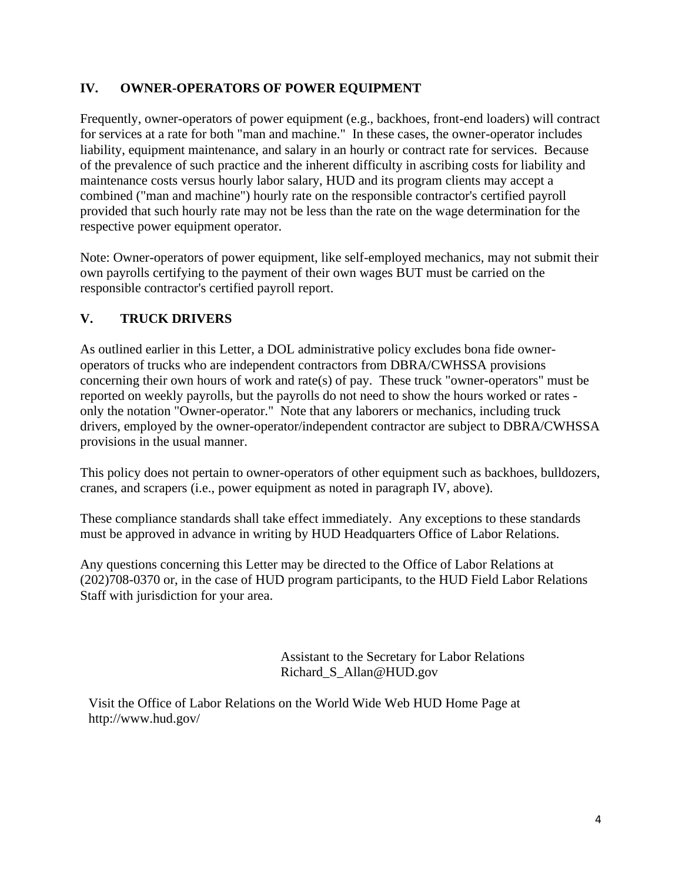## IV. OWNER-OPERATORS OF POWER EQUIPMENT

Frequently, owner-operators of power equipment (e.g., backhoes, front-end loaders) will contract for services at a rate for both "man and machine." In these cases, the owner-operator includes liability, equipment maintenance, and salary in an hourly or contract rate for services. Because of the prevalence of such practice and the inherent difficulty in ascribing costs for liability and maintenance costs versus hourly labor salary, HUD and its program clients may accept a combined ("man and machine") hourly rate on the responsible contractor's certified payroll provided that such hourly rate may not be less than the rate on the wage determination for the respective power equipment operator.

Note: Owner-operators of power equipment, like self-employed mechanics, may not submit their own payrolls certifying to the payment of their own wages BUT must be carried on the responsible contractor's certified payroll report.

## V. TRUCK DRIVERS

As outlined earlier in this Letter, a DOL administrative policy excludes bona fide owner-operators of trucks who are independent contractors from DBRA/CWHSSA provisions concerning their own hours of work and rate(s) of pay. These truck "owner-operators" must be reported on weekly payrolls, but the payrolls do not need to show the hours worked or rates - only the notation "Owner-operator." Note that any laborers or mechanics, including truck drivers, employed by the owner-operator/independent contractor are subject to DBRA/CWHSSA provisions in the usual manner.

This policy does not pertain to owner-operators of other equipment such as backhoes, bulldozers, cranes, and scrapers (i.e., power equipment as noted in paragraph IV, above).

These compliance standards shall take effect immediately. Any exceptions to these standards must be approved in advance in writing by HUD Headquarters Office of Labor Relations.

Any questions concerning this Letter may be directed to the Office of Labor Relations at (202)708-0370 or, in the case of HUD program participants, to the HUD Field Labor Relations Staff with jurisdiction for your area.

Assistant to the Secretary for Labor Relations
Richard_S_Allan@HUD.gov

Visit the Office of Labor Relations on the World Wide Web HUD Home Page at http://www.hud.gov/